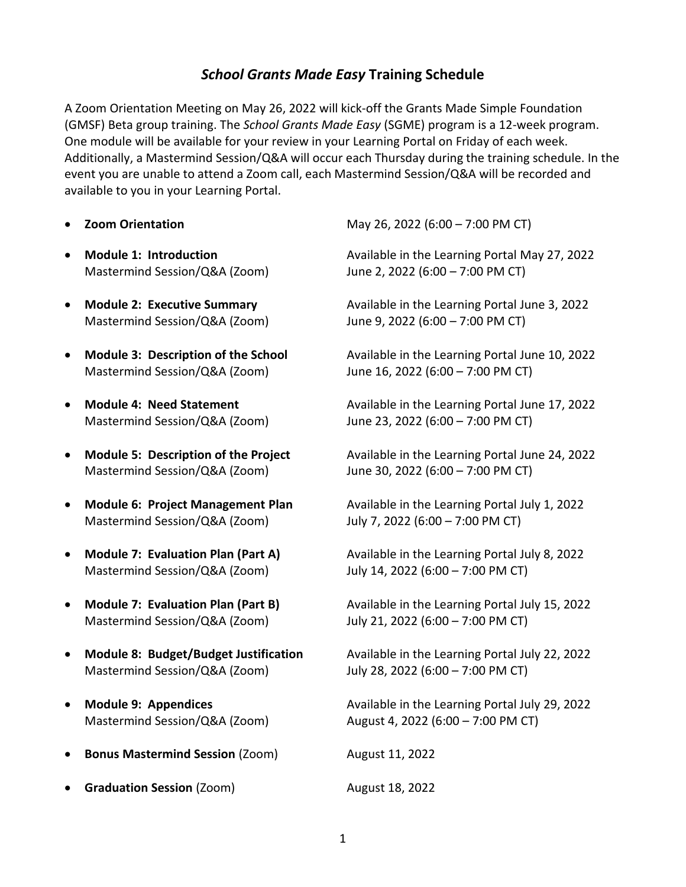# *School Grants Made Easy* Training Schedule

A Zoom Orientation Meeting on May 26, 2022 will kick-off the Grants Made Simple Foundation (GMSF) Beta group training. The *School Grants Made Easy* (SGME) program is a 12-week program. One module will be available for your review in your Learning Portal on Friday of each week. Additionally, a Mastermind Session/Q&A will occur each Thursday during the training schedule. In the event you are unable to attend a Zoom call, each Mastermind Session/Q&A will be recorded and available to you in your Learning Portal.

- **Zoom Orientation** — May 26, 2022 (6:00 – 7:00 PM CT)
- **Module 1: Introduction** — Available in the Learning Portal May 27, 2022
  Mastermind Session/Q&A (Zoom) — June 2, 2022 (6:00 – 7:00 PM CT)
- **Module 2: Executive Summary** — Available in the Learning Portal June 3, 2022
  Mastermind Session/Q&A (Zoom) — June 9, 2022 (6:00 – 7:00 PM CT)
- **Module 3: Description of the School** — Available in the Learning Portal June 10, 2022
  Mastermind Session/Q&A (Zoom) — June 16, 2022 (6:00 – 7:00 PM CT)
- **Module 4: Need Statement** — Available in the Learning Portal June 17, 2022
  Mastermind Session/Q&A (Zoom) — June 23, 2022 (6:00 – 7:00 PM CT)
- **Module 5: Description of the Project** — Available in the Learning Portal June 24, 2022
  Mastermind Session/Q&A (Zoom) — June 30, 2022 (6:00 – 7:00 PM CT)
- **Module 6: Project Management Plan** — Available in the Learning Portal July 1, 2022
  Mastermind Session/Q&A (Zoom) — July 7, 2022 (6:00 – 7:00 PM CT)
- **Module 7: Evaluation Plan (Part A)** — Available in the Learning Portal July 8, 2022
  Mastermind Session/Q&A (Zoom) — July 14, 2022 (6:00 – 7:00 PM CT)
- **Module 7: Evaluation Plan (Part B)** — Available in the Learning Portal July 15, 2022
  Mastermind Session/Q&A (Zoom) — July 21, 2022 (6:00 – 7:00 PM CT)
- **Module 8: Budget/Budget Justification** — Available in the Learning Portal July 22, 2022
  Mastermind Session/Q&A (Zoom) — July 28, 2022 (6:00 – 7:00 PM CT)
- **Module 9: Appendices** — Available in the Learning Portal July 29, 2022
  Mastermind Session/Q&A (Zoom) — August 4, 2022 (6:00 – 7:00 PM CT)
- **Bonus Mastermind Session** (Zoom) — August 11, 2022
- **Graduation Session** (Zoom) — August 18, 2022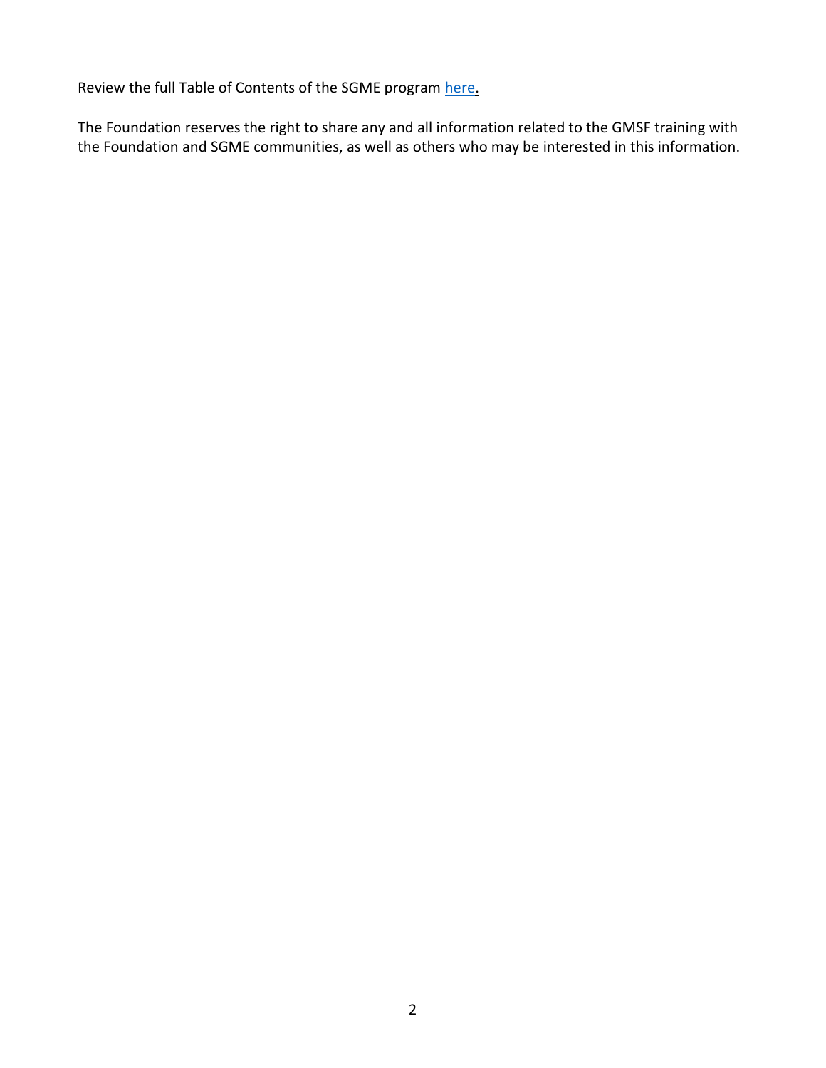Review the full Table of Contents of the SGME program here.

The Foundation reserves the right to share any and all information related to the GMSF training with the Foundation and SGME communities, as well as others who may be interested in this information.